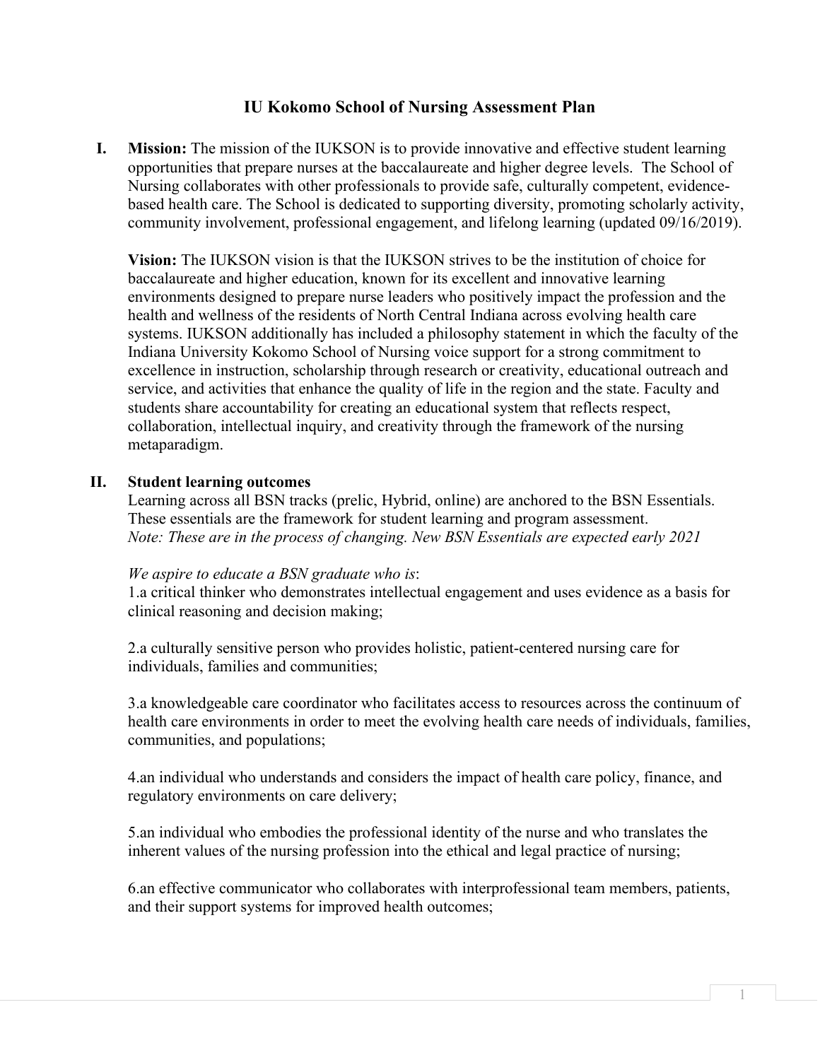# IU Kokomo School of Nursing Assessment Plan

**I. Mission:** The mission of the IUKSON is to provide innovative and effective student learning opportunities that prepare nurses at the baccalaureate and higher degree levels. The School of Nursing collaborates with other professionals to provide safe, culturally competent, evidence-based health care. The School is dedicated to supporting diversity, promoting scholarly activity, community involvement, professional engagement, and lifelong learning (updated 09/16/2019).

**Vision:** The IUKSON vision is that the IUKSON strives to be the institution of choice for baccalaureate and higher education, known for its excellent and innovative learning environments designed to prepare nurse leaders who positively impact the profession and the health and wellness of the residents of North Central Indiana across evolving health care systems. IUKSON additionally has included a philosophy statement in which the faculty of the Indiana University Kokomo School of Nursing voice support for a strong commitment to excellence in instruction, scholarship through research or creativity, educational outreach and service, and activities that enhance the quality of life in the region and the state. Faculty and students share accountability for creating an educational system that reflects respect, collaboration, intellectual inquiry, and creativity through the framework of the nursing metaparadigm.

**II. Student learning outcomes**

Learning across all BSN tracks (prelic, Hybrid, online) are anchored to the BSN Essentials. These essentials are the framework for student learning and program assessment.
*Note: These are in the process of changing. New BSN Essentials are expected early 2021*

*We aspire to educate a BSN graduate who is*:

1.a critical thinker who demonstrates intellectual engagement and uses evidence as a basis for clinical reasoning and decision making;

2.a culturally sensitive person who provides holistic, patient-centered nursing care for individuals, families and communities;

3.a knowledgeable care coordinator who facilitates access to resources across the continuum of health care environments in order to meet the evolving health care needs of individuals, families, communities, and populations;

4.an individual who understands and considers the impact of health care policy, finance, and regulatory environments on care delivery;

5.an individual who embodies the professional identity of the nurse and who translates the inherent values of the nursing profession into the ethical and legal practice of nursing;

6.an effective communicator who collaborates with interprofessional team members, patients, and their support systems for improved health outcomes;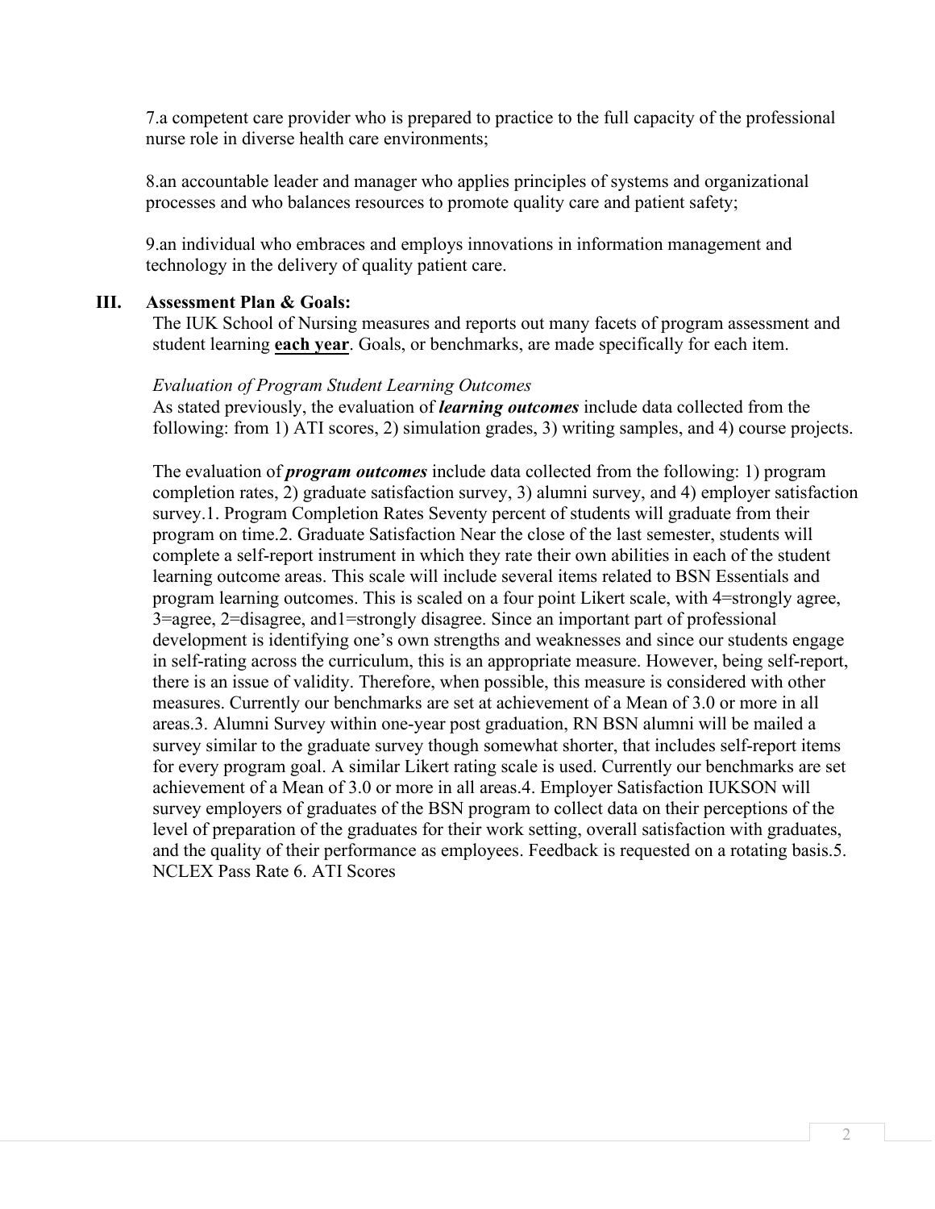7.a competent care provider who is prepared to practice to the full capacity of the professional nurse role in diverse health care environments;

8.an accountable leader and manager who applies principles of systems and organizational processes and who balances resources to promote quality care and patient safety;

9.an individual who embraces and employs innovations in information management and technology in the delivery of quality patient care.

## III. Assessment Plan & Goals:

The IUK School of Nursing measures and reports out many facets of program assessment and student learning **each year**. Goals, or benchmarks, are made specifically for each item.

*Evaluation of Program Student Learning Outcomes*

As stated previously, the evaluation of ***learning outcomes*** include data collected from the following: from 1) ATI scores, 2) simulation grades, 3) writing samples, and 4) course projects.

The evaluation of ***program outcomes*** include data collected from the following: 1) program completion rates, 2) graduate satisfaction survey, 3) alumni survey, and 4) employer satisfaction survey.1. Program Completion Rates Seventy percent of students will graduate from their program on time.2. Graduate Satisfaction Near the close of the last semester, students will complete a self-report instrument in which they rate their own abilities in each of the student learning outcome areas. This scale will include several items related to BSN Essentials and program learning outcomes. This is scaled on a four point Likert scale, with 4=strongly agree, 3=agree, 2=disagree, and1=strongly disagree. Since an important part of professional development is identifying one's own strengths and weaknesses and since our students engage in self-rating across the curriculum, this is an appropriate measure. However, being self-report, there is an issue of validity. Therefore, when possible, this measure is considered with other measures. Currently our benchmarks are set at achievement of a Mean of 3.0 or more in all areas.3. Alumni Survey within one-year post graduation, RN BSN alumni will be mailed a survey similar to the graduate survey though somewhat shorter, that includes self-report items for every program goal. A similar Likert rating scale is used. Currently our benchmarks are set achievement of a Mean of 3.0 or more in all areas.4. Employer Satisfaction IUKSON will survey employers of graduates of the BSN program to collect data on their perceptions of the level of preparation of the graduates for their work setting, overall satisfaction with graduates, and the quality of their performance as employees. Feedback is requested on a rotating basis.5. NCLEX Pass Rate 6. ATI Scores